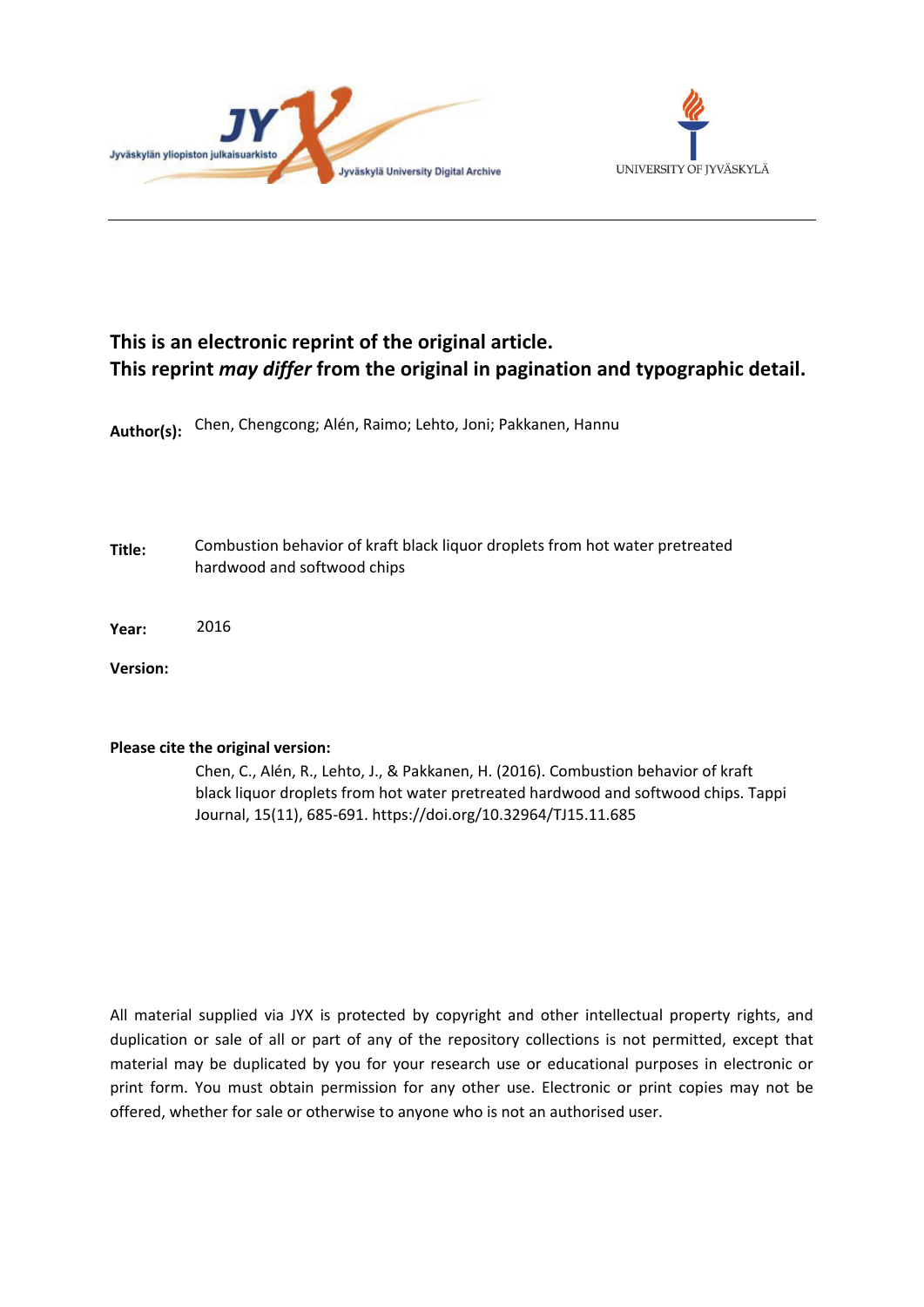**This is an electronic reprint of the original article.**
**This reprint *may differ* from the original in pagination and typographic detail.**

**Author(s):** Chen, Chengcong; Alén, Raimo; Lehto, Joni; Pakkanen, Hannu

**Title:** Combustion behavior of kraft black liquor droplets from hot water pretreated hardwood and softwood chips

**Year:** 2016

**Version:**

**Please cite the original version:**

Chen, C., Alén, R., Lehto, J., & Pakkanen, H. (2016). Combustion behavior of kraft black liquor droplets from hot water pretreated hardwood and softwood chips. Tappi Journal, 15(11), 685-691. https://doi.org/10.32964/TJ15.11.685

All material supplied via JYX is protected by copyright and other intellectual property rights, and duplication or sale of all or part of any of the repository collections is not permitted, except that material may be duplicated by you for your research use or educational purposes in electronic or print form. You must obtain permission for any other use. Electronic or print copies may not be offered, whether for sale or otherwise to anyone who is not an authorised user.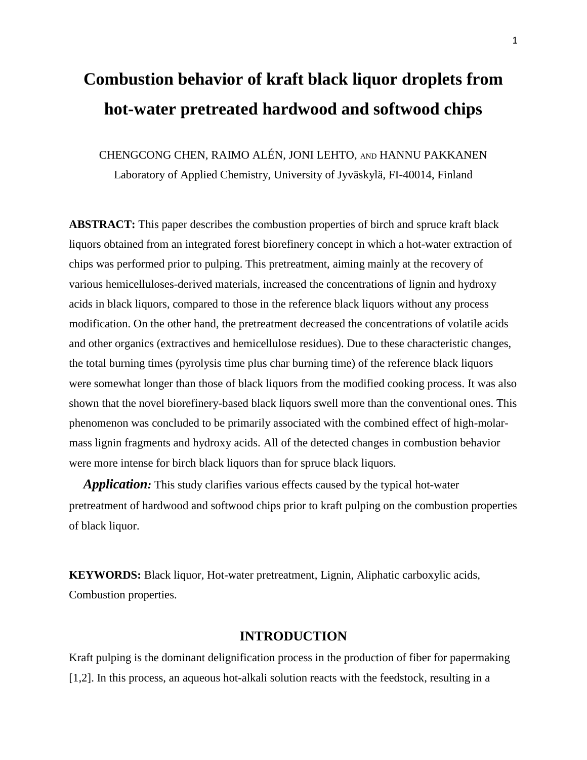# Combustion behavior of kraft black liquor droplets from hot-water pretreated hardwood and softwood chips

CHENGCONG CHEN, RAIMO ALÉN, JONI LEHTO, AND HANNU PAKKANEN
Laboratory of Applied Chemistry, University of Jyväskylä, FI-40014, Finland

**ABSTRACT:** This paper describes the combustion properties of birch and spruce kraft black liquors obtained from an integrated forest biorefinery concept in which a hot-water extraction of chips was performed prior to pulping. This pretreatment, aiming mainly at the recovery of various hemicelluloses-derived materials, increased the concentrations of lignin and hydroxy acids in black liquors, compared to those in the reference black liquors without any process modification. On the other hand, the pretreatment decreased the concentrations of volatile acids and other organics (extractives and hemicellulose residues). Due to these characteristic changes, the total burning times (pyrolysis time plus char burning time) of the reference black liquors were somewhat longer than those of black liquors from the modified cooking process. It was also shown that the novel biorefinery-based black liquors swell more than the conventional ones. This phenomenon was concluded to be primarily associated with the combined effect of high-molar-mass lignin fragments and hydroxy acids. All of the detected changes in combustion behavior were more intense for birch black liquors than for spruce black liquors.

***Application:*** This study clarifies various effects caused by the typical hot-water pretreatment of hardwood and softwood chips prior to kraft pulping on the combustion properties of black liquor.

**KEYWORDS:** Black liquor, Hot-water pretreatment, Lignin, Aliphatic carboxylic acids, Combustion properties.

## INTRODUCTION

Kraft pulping is the dominant delignification process in the production of fiber for papermaking [1,2]. In this process, an aqueous hot-alkali solution reacts with the feedstock, resulting in a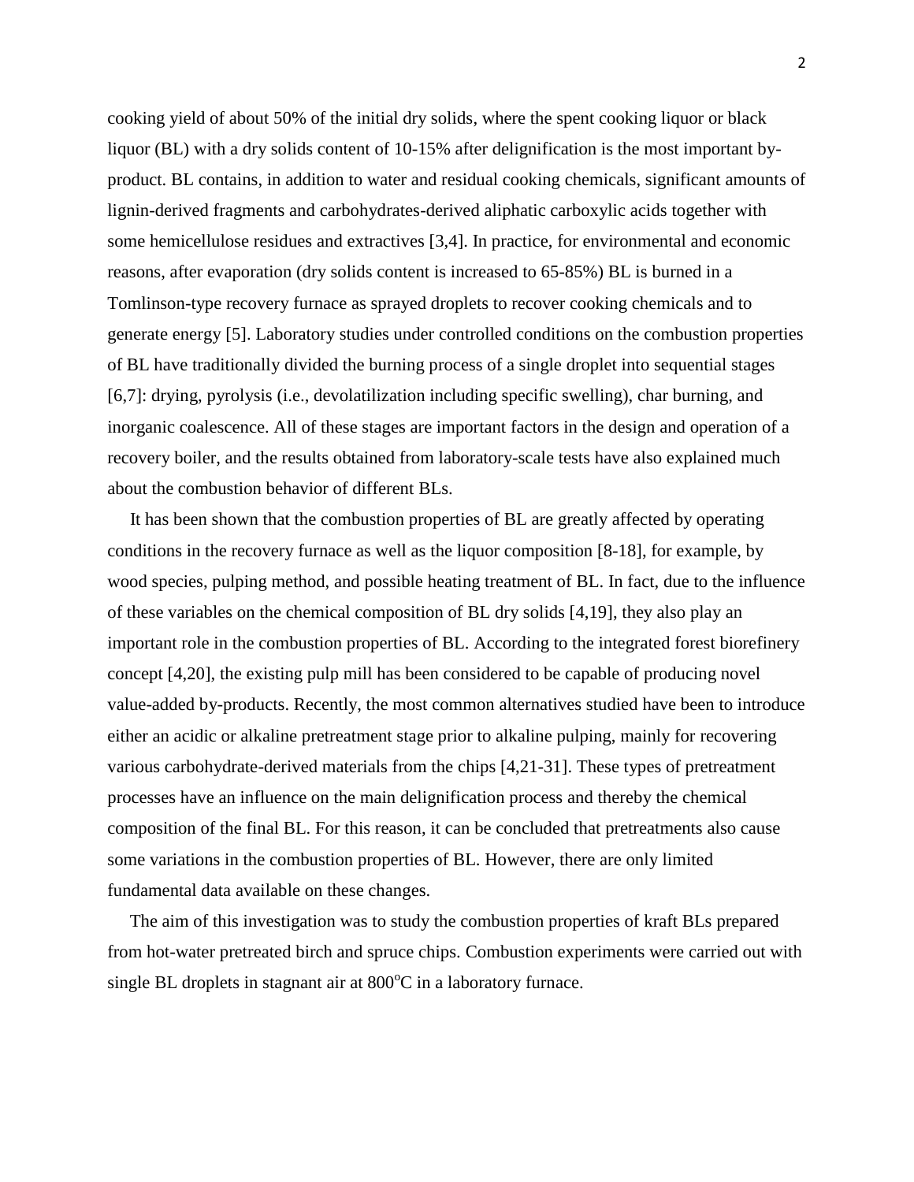cooking yield of about 50% of the initial dry solids, where the spent cooking liquor or black liquor (BL) with a dry solids content of 10-15% after delignification is the most important by-product. BL contains, in addition to water and residual cooking chemicals, significant amounts of lignin-derived fragments and carbohydrates-derived aliphatic carboxylic acids together with some hemicellulose residues and extractives [3,4]. In practice, for environmental and economic reasons, after evaporation (dry solids content is increased to 65-85%) BL is burned in a Tomlinson-type recovery furnace as sprayed droplets to recover cooking chemicals and to generate energy [5]. Laboratory studies under controlled conditions on the combustion properties of BL have traditionally divided the burning process of a single droplet into sequential stages [6,7]: drying, pyrolysis (i.e., devolatilization including specific swelling), char burning, and inorganic coalescence. All of these stages are important factors in the design and operation of a recovery boiler, and the results obtained from laboratory-scale tests have also explained much about the combustion behavior of different BLs.

It has been shown that the combustion properties of BL are greatly affected by operating conditions in the recovery furnace as well as the liquor composition [8-18], for example, by wood species, pulping method, and possible heating treatment of BL. In fact, due to the influence of these variables on the chemical composition of BL dry solids [4,19], they also play an important role in the combustion properties of BL. According to the integrated forest biorefinery concept [4,20], the existing pulp mill has been considered to be capable of producing novel value-added by-products. Recently, the most common alternatives studied have been to introduce either an acidic or alkaline pretreatment stage prior to alkaline pulping, mainly for recovering various carbohydrate-derived materials from the chips [4,21-31]. These types of pretreatment processes have an influence on the main delignification process and thereby the chemical composition of the final BL. For this reason, it can be concluded that pretreatments also cause some variations in the combustion properties of BL. However, there are only limited fundamental data available on these changes.

The aim of this investigation was to study the combustion properties of kraft BLs prepared from hot-water pretreated birch and spruce chips. Combustion experiments were carried out with single BL droplets in stagnant air at 800°C in a laboratory furnace.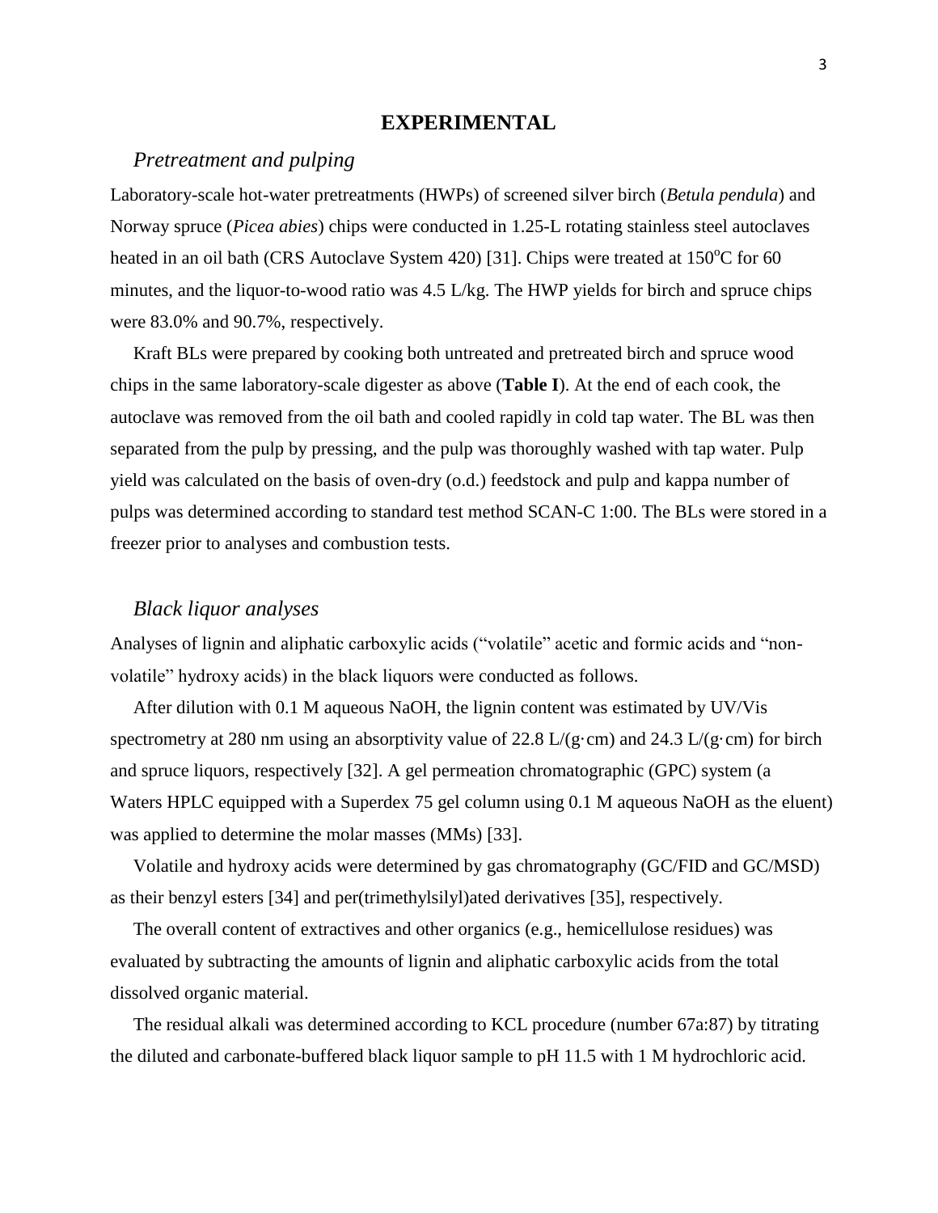# EXPERIMENTAL

## *Pretreatment and pulping*

Laboratory-scale hot-water pretreatments (HWPs) of screened silver birch (*Betula pendula*) and Norway spruce (*Picea abies*) chips were conducted in 1.25-L rotating stainless steel autoclaves heated in an oil bath (CRS Autoclave System 420) [31]. Chips were treated at 150$^{o}$C for 60 minutes, and the liquor-to-wood ratio was 4.5 L/kg. The HWP yields for birch and spruce chips were 83.0% and 90.7%, respectively.

Kraft BLs were prepared by cooking both untreated and pretreated birch and spruce wood chips in the same laboratory-scale digester as above (**Table I**). At the end of each cook, the autoclave was removed from the oil bath and cooled rapidly in cold tap water. The BL was then separated from the pulp by pressing, and the pulp was thoroughly washed with tap water. Pulp yield was calculated on the basis of oven-dry (o.d.) feedstock and pulp and kappa number of pulps was determined according to standard test method SCAN-C 1:00. The BLs were stored in a freezer prior to analyses and combustion tests.

## *Black liquor analyses*

Analyses of lignin and aliphatic carboxylic acids (“volatile” acetic and formic acids and “non-volatile” hydroxy acids) in the black liquors were conducted as follows.

After dilution with 0.1 M aqueous NaOH, the lignin content was estimated by UV/Vis spectrometry at 280 nm using an absorptivity value of 22.8 L/(g·cm) and 24.3 L/(g·cm) for birch and spruce liquors, respectively [32]. A gel permeation chromatographic (GPC) system (a Waters HPLC equipped with a Superdex 75 gel column using 0.1 M aqueous NaOH as the eluent) was applied to determine the molar masses (MMs) [33].

Volatile and hydroxy acids were determined by gas chromatography (GC/FID and GC/MSD) as their benzyl esters [34] and per(trimethylsilyl)ated derivatives [35], respectively.

The overall content of extractives and other organics (e.g., hemicellulose residues) was evaluated by subtracting the amounts of lignin and aliphatic carboxylic acids from the total dissolved organic material.

The residual alkali was determined according to KCL procedure (number 67a:87) by titrating the diluted and carbonate-buffered black liquor sample to pH 11.5 with 1 M hydrochloric acid.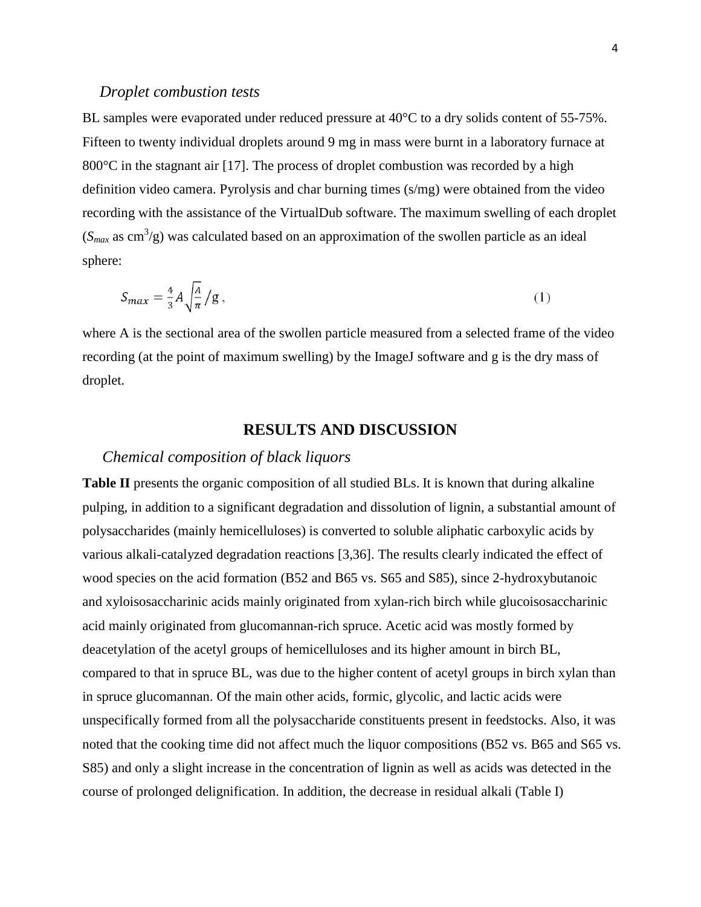### *Droplet combustion tests*

BL samples were evaporated under reduced pressure at 40°C to a dry solids content of 55-75%. Fifteen to twenty individual droplets around 9 mg in mass were burnt in a laboratory furnace at 800°C in the stagnant air [17]. The process of droplet combustion was recorded by a high definition video camera. Pyrolysis and char burning times (s/mg) were obtained from the video recording with the assistance of the VirtualDub software. The maximum swelling of each droplet ($S_{max}$ as $cm^3/g$) was calculated based on an approximation of the swollen particle as an ideal sphere:

$$S_{max} = \frac{4}{3} A \sqrt{\frac{A}{\pi}} / g \,, \tag{1}$$

where A is the sectional area of the swollen particle measured from a selected frame of the video recording (at the point of maximum swelling) by the ImageJ software and g is the dry mass of droplet.

## RESULTS AND DISCUSSION

### *Chemical composition of black liquors*

**Table II** presents the organic composition of all studied BLs. It is known that during alkaline pulping, in addition to a significant degradation and dissolution of lignin, a substantial amount of polysaccharides (mainly hemicelluloses) is converted to soluble aliphatic carboxylic acids by various alkali-catalyzed degradation reactions [3,36]. The results clearly indicated the effect of wood species on the acid formation (B52 and B65 vs. S65 and S85), since 2-hydroxybutanoic and xyloisosaccharinic acids mainly originated from xylan-rich birch while glucoisosaccharinic acid mainly originated from glucomannan-rich spruce. Acetic acid was mostly formed by deacetylation of the acetyl groups of hemicelluloses and its higher amount in birch BL, compared to that in spruce BL, was due to the higher content of acetyl groups in birch xylan than in spruce glucomannan. Of the main other acids, formic, glycolic, and lactic acids were unspecifically formed from all the polysaccharide constituents present in feedstocks. Also, it was noted that the cooking time did not affect much the liquor compositions (B52 vs. B65 and S65 vs. S85) and only a slight increase in the concentration of lignin as well as acids was detected in the course of prolonged delignification. In addition, the decrease in residual alkali (Table I)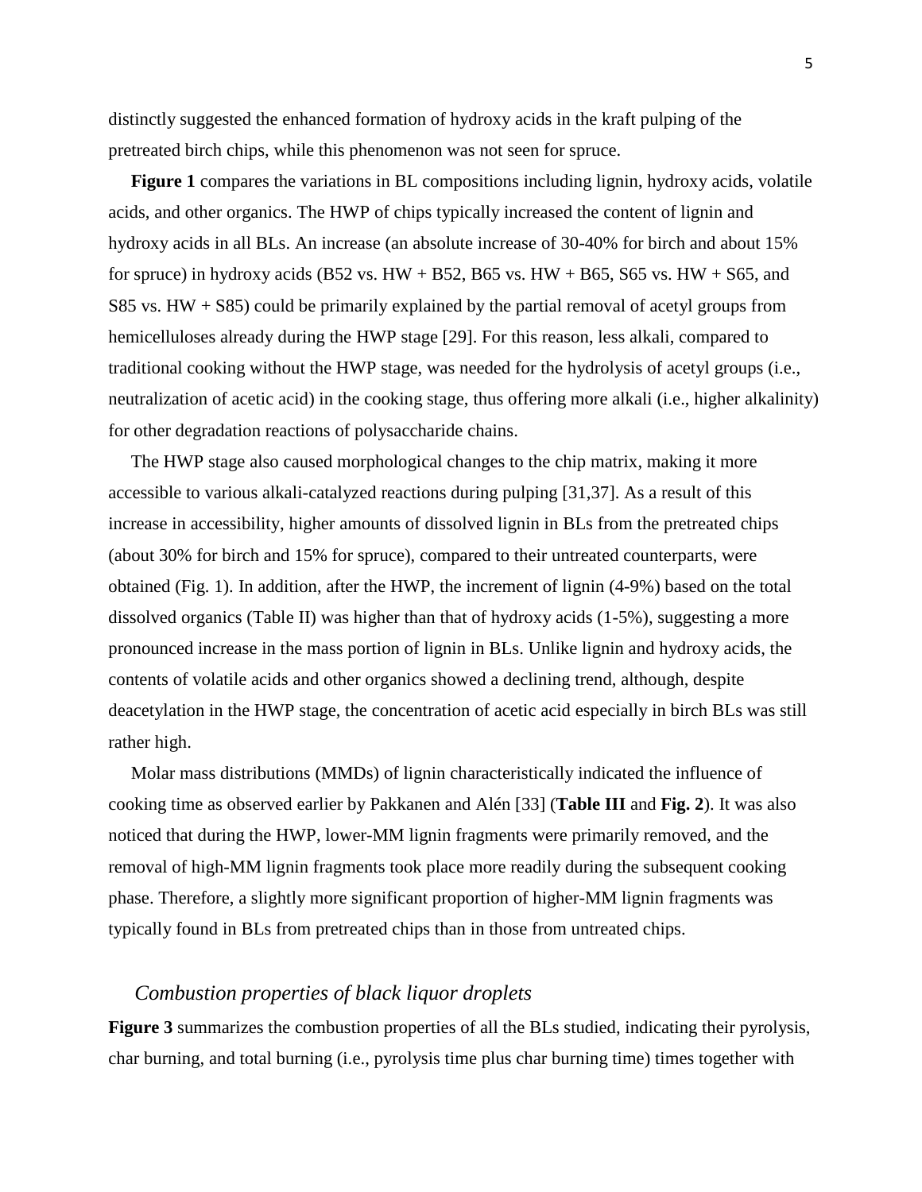distinctly suggested the enhanced formation of hydroxy acids in the kraft pulping of the pretreated birch chips, while this phenomenon was not seen for spruce.

**Figure 1** compares the variations in BL compositions including lignin, hydroxy acids, volatile acids, and other organics. The HWP of chips typically increased the content of lignin and hydroxy acids in all BLs. An increase (an absolute increase of 30-40% for birch and about 15% for spruce) in hydroxy acids (B52 vs. HW + B52, B65 vs. HW + B65, S65 vs. HW + S65, and S85 vs. HW + S85) could be primarily explained by the partial removal of acetyl groups from hemicelluloses already during the HWP stage [29]. For this reason, less alkali, compared to traditional cooking without the HWP stage, was needed for the hydrolysis of acetyl groups (i.e., neutralization of acetic acid) in the cooking stage, thus offering more alkali (i.e., higher alkalinity) for other degradation reactions of polysaccharide chains.

The HWP stage also caused morphological changes to the chip matrix, making it more accessible to various alkali-catalyzed reactions during pulping [31,37]. As a result of this increase in accessibility, higher amounts of dissolved lignin in BLs from the pretreated chips (about 30% for birch and 15% for spruce), compared to their untreated counterparts, were obtained (Fig. 1). In addition, after the HWP, the increment of lignin (4-9%) based on the total dissolved organics (Table II) was higher than that of hydroxy acids (1-5%), suggesting a more pronounced increase in the mass portion of lignin in BLs. Unlike lignin and hydroxy acids, the contents of volatile acids and other organics showed a declining trend, although, despite deacetylation in the HWP stage, the concentration of acetic acid especially in birch BLs was still rather high.

Molar mass distributions (MMDs) of lignin characteristically indicated the influence of cooking time as observed earlier by Pakkanen and Alén [33] (**Table III** and **Fig. 2**). It was also noticed that during the HWP, lower-MM lignin fragments were primarily removed, and the removal of high-MM lignin fragments took place more readily during the subsequent cooking phase. Therefore, a slightly more significant proportion of higher-MM lignin fragments was typically found in BLs from pretreated chips than in those from untreated chips.

### *Combustion properties of black liquor droplets*

**Figure 3** summarizes the combustion properties of all the BLs studied, indicating their pyrolysis, char burning, and total burning (i.e., pyrolysis time plus char burning time) times together with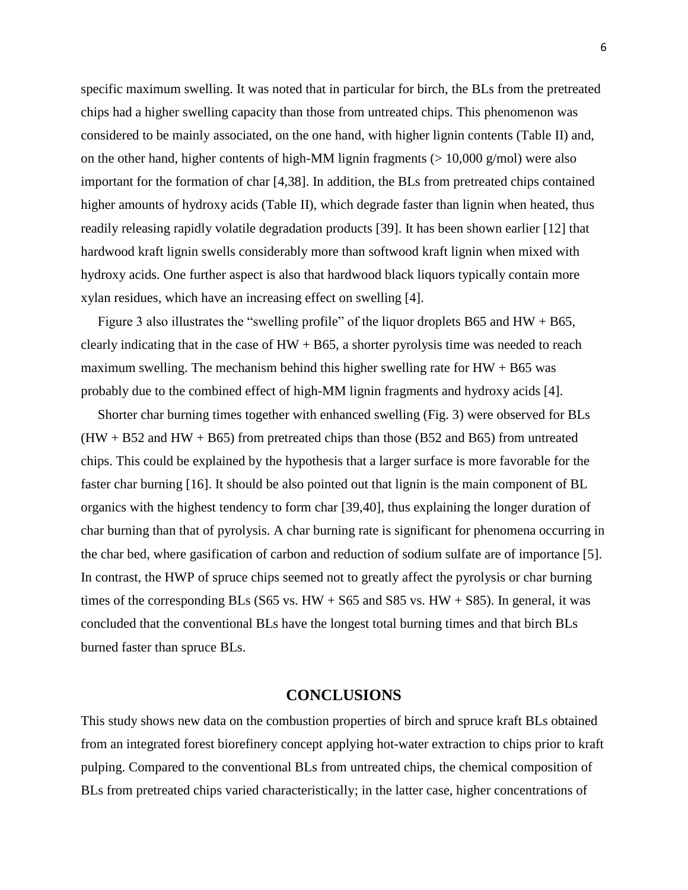specific maximum swelling. It was noted that in particular for birch, the BLs from the pretreated chips had a higher swelling capacity than those from untreated chips. This phenomenon was considered to be mainly associated, on the one hand, with higher lignin contents (Table II) and, on the other hand, higher contents of high-MM lignin fragments (> 10,000 g/mol) were also important for the formation of char [4,38]. In addition, the BLs from pretreated chips contained higher amounts of hydroxy acids (Table II), which degrade faster than lignin when heated, thus readily releasing rapidly volatile degradation products [39]. It has been shown earlier [12] that hardwood kraft lignin swells considerably more than softwood kraft lignin when mixed with hydroxy acids. One further aspect is also that hardwood black liquors typically contain more xylan residues, which have an increasing effect on swelling [4].

Figure 3 also illustrates the "swelling profile" of the liquor droplets B65 and HW + B65, clearly indicating that in the case of HW + B65, a shorter pyrolysis time was needed to reach maximum swelling. The mechanism behind this higher swelling rate for HW + B65 was probably due to the combined effect of high-MM lignin fragments and hydroxy acids [4].

Shorter char burning times together with enhanced swelling (Fig. 3) were observed for BLs (HW + B52 and HW + B65) from pretreated chips than those (B52 and B65) from untreated chips. This could be explained by the hypothesis that a larger surface is more favorable for the faster char burning [16]. It should be also pointed out that lignin is the main component of BL organics with the highest tendency to form char [39,40], thus explaining the longer duration of char burning than that of pyrolysis. A char burning rate is significant for phenomena occurring in the char bed, where gasification of carbon and reduction of sodium sulfate are of importance [5]. In contrast, the HWP of spruce chips seemed not to greatly affect the pyrolysis or char burning times of the corresponding BLs (S65 vs. HW + S65 and S85 vs. HW + S85). In general, it was concluded that the conventional BLs have the longest total burning times and that birch BLs burned faster than spruce BLs.

## CONCLUSIONS

This study shows new data on the combustion properties of birch and spruce kraft BLs obtained from an integrated forest biorefinery concept applying hot-water extraction to chips prior to kraft pulping. Compared to the conventional BLs from untreated chips, the chemical composition of BLs from pretreated chips varied characteristically; in the latter case, higher concentrations of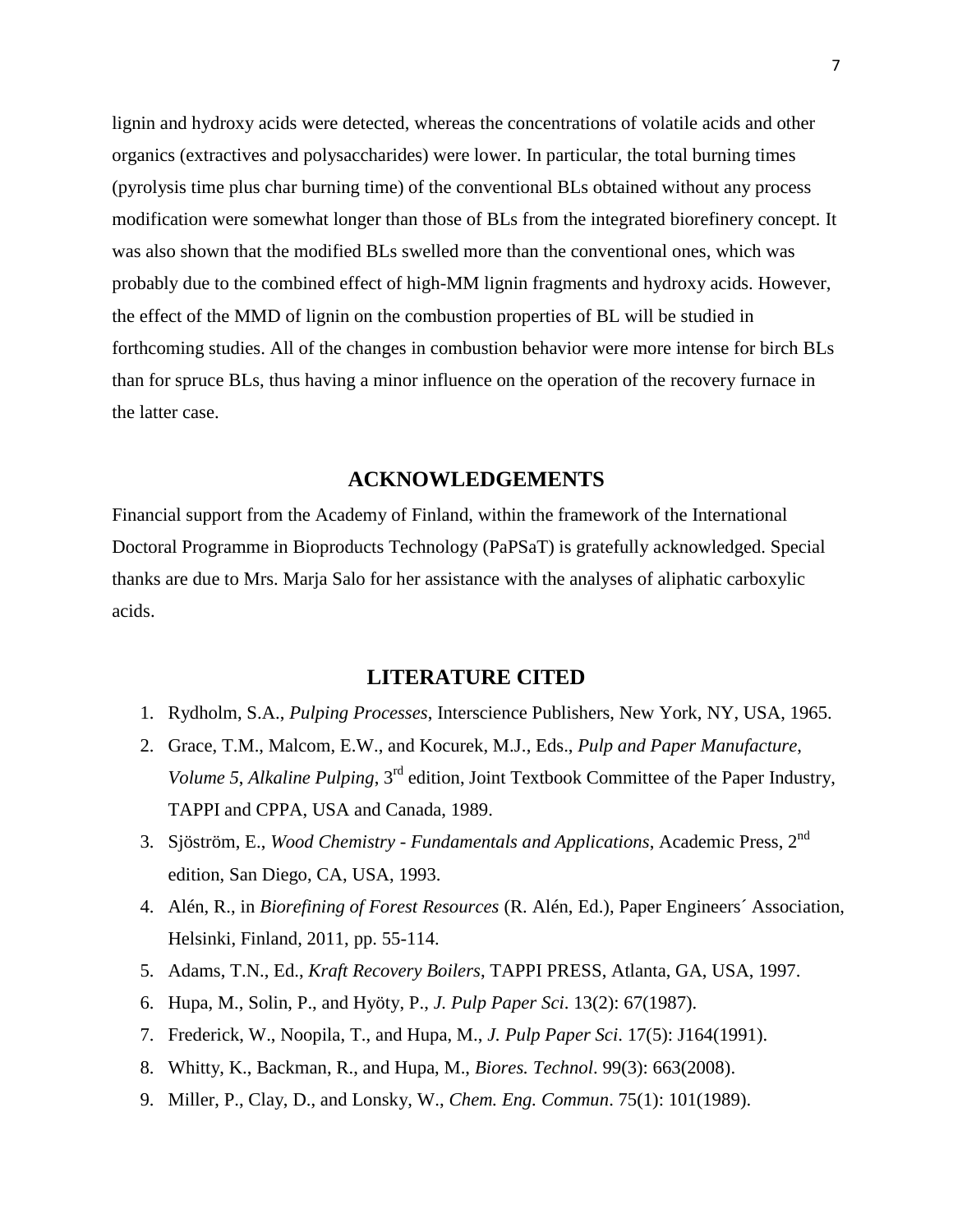lignin and hydroxy acids were detected, whereas the concentrations of volatile acids and other organics (extractives and polysaccharides) were lower. In particular, the total burning times (pyrolysis time plus char burning time) of the conventional BLs obtained without any process modification were somewhat longer than those of BLs from the integrated biorefinery concept. It was also shown that the modified BLs swelled more than the conventional ones, which was probably due to the combined effect of high-MM lignin fragments and hydroxy acids. However, the effect of the MMD of lignin on the combustion properties of BL will be studied in forthcoming studies. All of the changes in combustion behavior were more intense for birch BLs than for spruce BLs, thus having a minor influence on the operation of the recovery furnace in the latter case.

## ACKNOWLEDGEMENTS

Financial support from the Academy of Finland, within the framework of the International Doctoral Programme in Bioproducts Technology (PaPSaT) is gratefully acknowledged. Special thanks are due to Mrs. Marja Salo for her assistance with the analyses of aliphatic carboxylic acids.

## LITERATURE CITED

1. Rydholm, S.A., *Pulping Processes*, Interscience Publishers, New York, NY, USA, 1965.
2. Grace, T.M., Malcom, E.W., and Kocurek, M.J., Eds., *Pulp and Paper Manufacture, Volume 5, Alkaline Pulping*, 3rd edition, Joint Textbook Committee of the Paper Industry, TAPPI and CPPA, USA and Canada, 1989.
3. Sjöström, E., *Wood Chemistry - Fundamentals and Applications*, Academic Press, 2nd edition, San Diego, CA, USA, 1993.
4. Alén, R., in *Biorefining of Forest Resources* (R. Alén, Ed.), Paper Engineers´ Association, Helsinki, Finland, 2011, pp. 55-114.
5. Adams, T.N., Ed., *Kraft Recovery Boilers*, TAPPI PRESS, Atlanta, GA, USA, 1997.
6. Hupa, M., Solin, P., and Hyöty, P., *J. Pulp Paper Sci.* 13(2): 67(1987).
7. Frederick, W., Noopila, T., and Hupa, M., *J. Pulp Paper Sci.* 17(5): J164(1991).
8. Whitty, K., Backman, R., and Hupa, M., *Biores. Technol*. 99(3): 663(2008).
9. Miller, P., Clay, D., and Lonsky, W., *Chem. Eng. Commun*. 75(1): 101(1989).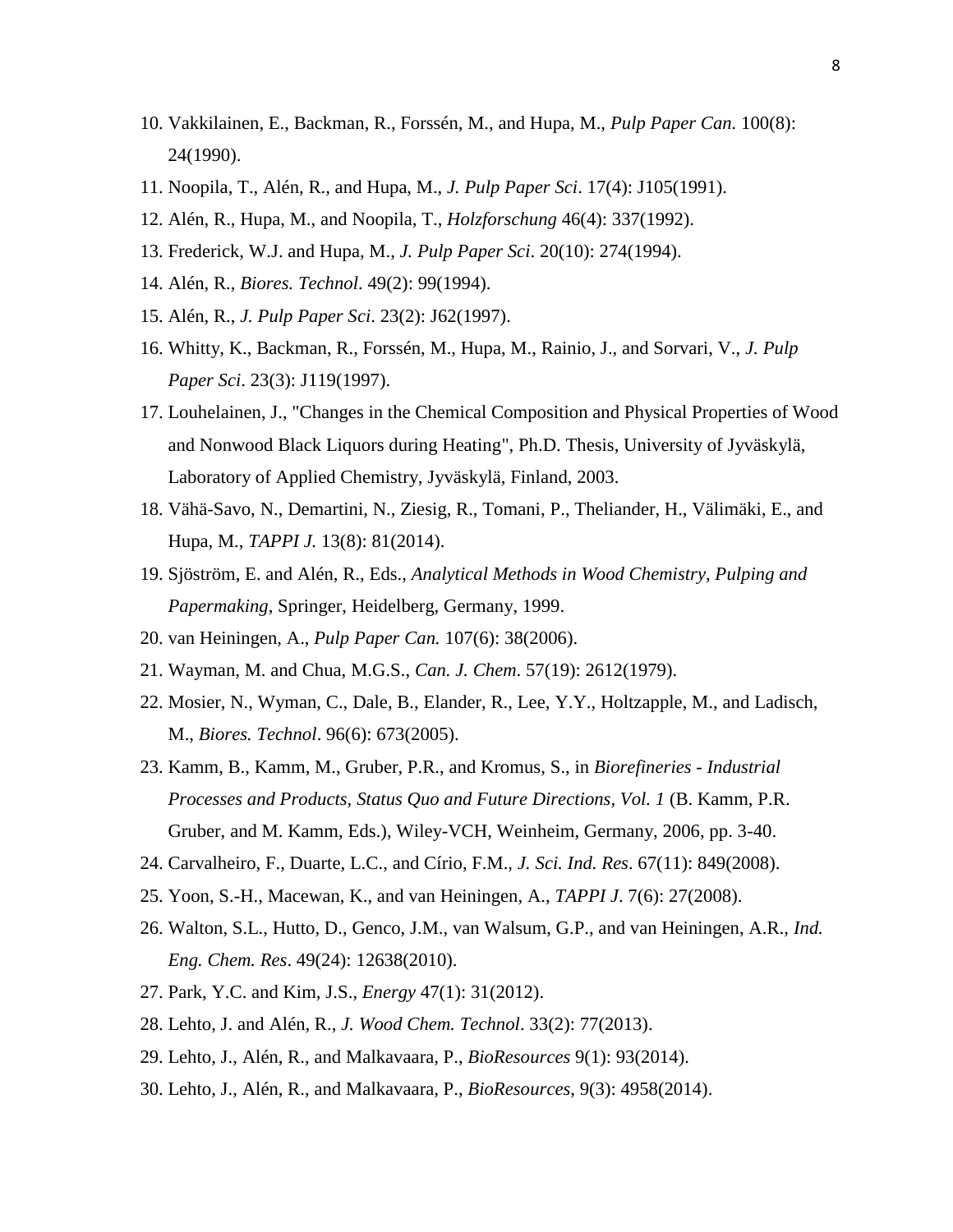10. Vakkilainen, E., Backman, R., Forssén, M., and Hupa, M., *Pulp Paper Can.* 100(8): 24(1990).
11. Noopila, T., Alén, R., and Hupa, M., *J. Pulp Paper Sci*. 17(4): J105(1991).
12. Alén, R., Hupa, M., and Noopila, T., *Holzforschung* 46(4): 337(1992).
13. Frederick, W.J. and Hupa, M., *J. Pulp Paper Sci*. 20(10): 274(1994).
14. Alén, R., *Biores. Technol*. 49(2): 99(1994).
15. Alén, R., *J. Pulp Paper Sci*. 23(2): J62(1997).
16. Whitty, K., Backman, R., Forssén, M., Hupa, M., Rainio, J., and Sorvari, V., *J. Pulp Paper Sci*. 23(3): J119(1997).
17. Louhelainen, J., "Changes in the Chemical Composition and Physical Properties of Wood and Nonwood Black Liquors during Heating", Ph.D. Thesis, University of Jyväskylä, Laboratory of Applied Chemistry, Jyväskylä, Finland, 2003.
18. Vähä-Savo, N., Demartini, N., Ziesig, R., Tomani, P., Theliander, H., Välimäki, E., and Hupa, M., *TAPPI J.* 13(8): 81(2014).
19. Sjöström, E. and Alén, R., Eds., *Analytical Methods in Wood Chemistry, Pulping and Papermaking*, Springer, Heidelberg, Germany, 1999.
20. van Heiningen, A., *Pulp Paper Can.* 107(6): 38(2006).
21. Wayman, M. and Chua, M.G.S., *Can. J. Chem*. 57(19): 2612(1979).
22. Mosier, N., Wyman, C., Dale, B., Elander, R., Lee, Y.Y., Holtzapple, M., and Ladisch, M., *Biores. Technol*. 96(6): 673(2005).
23. Kamm, B., Kamm, M., Gruber, P.R., and Kromus, S., in *Biorefineries - Industrial Processes and Products, Status Quo and Future Directions, Vol. 1* (B. Kamm, P.R. Gruber, and M. Kamm, Eds.), Wiley-VCH, Weinheim, Germany, 2006, pp. 3-40.
24. Carvalheiro, F., Duarte, L.C., and Círio, F.M., *J. Sci. Ind. Res*. 67(11): 849(2008).
25. Yoon, S.-H., Macewan, K., and van Heiningen, A., *TAPPI J*. 7(6): 27(2008).
26. Walton, S.L., Hutto, D., Genco, J.M., van Walsum, G.P., and van Heiningen, A.R., *Ind. Eng. Chem. Res*. 49(24): 12638(2010).
27. Park, Y.C. and Kim, J.S., *Energy* 47(1): 31(2012).
28. Lehto, J. and Alén, R., *J. Wood Chem. Technol*. 33(2): 77(2013).
29. Lehto, J., Alén, R., and Malkavaara, P., *BioResources* 9(1): 93(2014).
30. Lehto, J., Alén, R., and Malkavaara, P., *BioResources*, 9(3): 4958(2014).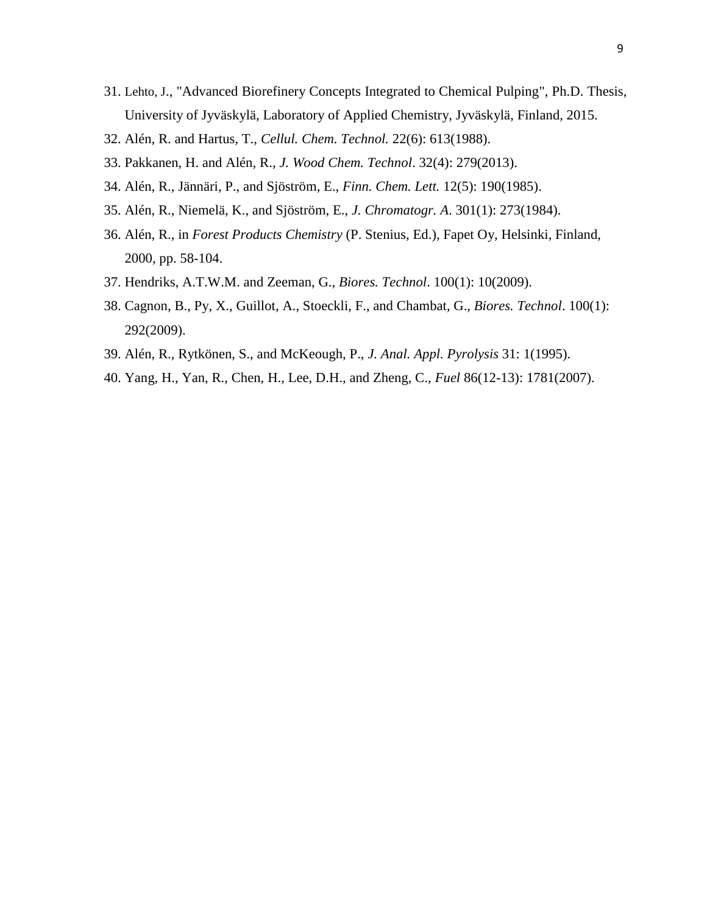31. Lehto, J., "Advanced Biorefinery Concepts Integrated to Chemical Pulping", Ph.D. Thesis, University of Jyväskylä, Laboratory of Applied Chemistry, Jyväskylä, Finland, 2015.
32. Alén, R. and Hartus, T., *Cellul. Chem. Technol.* 22(6): 613(1988).
33. Pakkanen, H. and Alén, R., *J. Wood Chem. Technol*. 32(4): 279(2013).
34. Alén, R., Jännäri, P., and Sjöström, E., *Finn. Chem. Lett.* 12(5): 190(1985).
35. Alén, R., Niemelä, K., and Sjöström, E., *J. Chromatogr. A*. 301(1): 273(1984).
36. Alén, R., in *Forest Products Chemistry* (P. Stenius, Ed.), Fapet Oy, Helsinki, Finland, 2000, pp. 58-104.
37. Hendriks, A.T.W.M. and Zeeman, G., *Biores. Technol*. 100(1): 10(2009).
38. Cagnon, B., Py, X., Guillot, A., Stoeckli, F., and Chambat, G., *Biores. Technol*. 100(1): 292(2009).
39. Alén, R., Rytkönen, S., and McKeough, P., *J. Anal. Appl. Pyrolysis* 31: 1(1995).
40. Yang, H., Yan, R., Chen, H., Lee, D.H., and Zheng, C., *Fuel* 86(12-13): 1781(2007).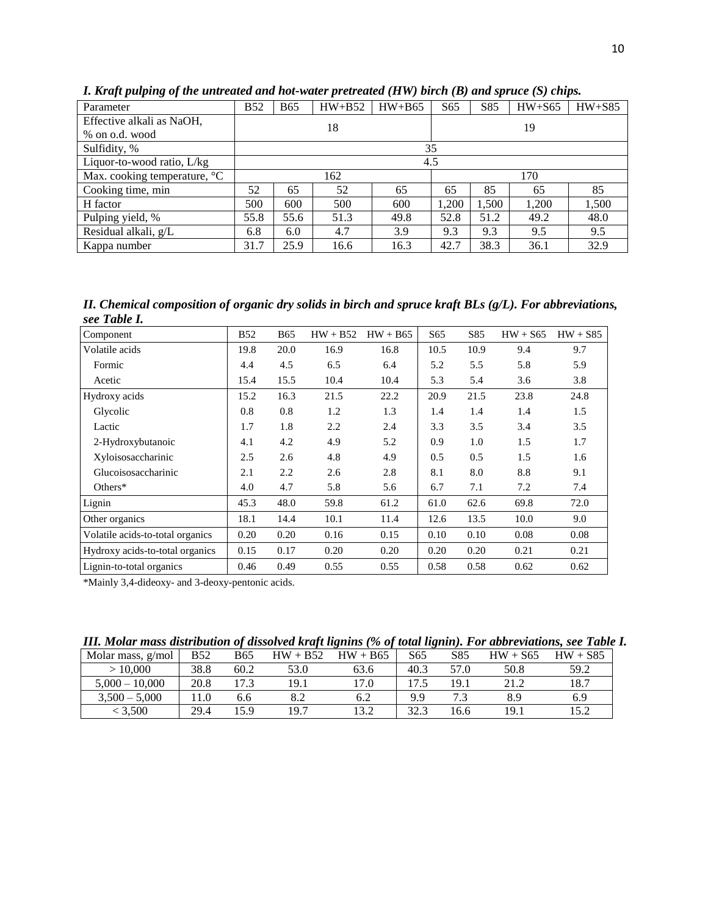***I. Kraft pulping of the untreated and hot-water pretreated (HW) birch (B) and spruce (S) chips.***

| Parameter | B52 | B65 | HW+B52 | HW+B65 | S65 | S85 | HW+S65 | HW+S85 |
|---|---|---|---|---|---|---|---|---|
| Effective alkali as NaOH, % on o.d. wood | 18 | | | | 19 | | | |
| Sulfidity, % | 35 | | | | | | | |
| Liquor-to-wood ratio, L/kg | 4.5 | | | | | | | |
| Max. cooking temperature, °C | 162 | | | | 170 | | | |
| Cooking time, min | 52 | 65 | 52 | 65 | 65 | 85 | 65 | 85 |
| H factor | 500 | 600 | 500 | 600 | 1,200 | 1,500 | 1,200 | 1,500 |
| Pulping yield, % | 55.8 | 55.6 | 51.3 | 49.8 | 52.8 | 51.2 | 49.2 | 48.0 |
| Residual alkali, g/L | 6.8 | 6.0 | 4.7 | 3.9 | 9.3 | 9.3 | 9.5 | 9.5 |
| Kappa number | 31.7 | 25.9 | 16.6 | 16.3 | 42.7 | 38.3 | 36.1 | 32.9 |

***II. Chemical composition of organic dry solids in birch and spruce kraft BLs (g/L). For abbreviations, see Table I.***

| Component | B52 | B65 | HW + B52 | HW + B65 | S65 | S85 | HW + S65 | HW + S85 |
|---|---|---|---|---|---|---|---|---|
| Volatile acids | 19.8 | 20.0 | 16.9 | 16.8 | 10.5 | 10.9 | 9.4 | 9.7 |
| Formic | 4.4 | 4.5 | 6.5 | 6.4 | 5.2 | 5.5 | 5.8 | 5.9 |
| Acetic | 15.4 | 15.5 | 10.4 | 10.4 | 5.3 | 5.4 | 3.6 | 3.8 |
| Hydroxy acids | 15.2 | 16.3 | 21.5 | 22.2 | 20.9 | 21.5 | 23.8 | 24.8 |
| Glycolic | 0.8 | 0.8 | 1.2 | 1.3 | 1.4 | 1.4 | 1.4 | 1.5 |
| Lactic | 1.7 | 1.8 | 2.2 | 2.4 | 3.3 | 3.5 | 3.4 | 3.5 |
| 2-Hydroxybutanoic | 4.1 | 4.2 | 4.9 | 5.2 | 0.9 | 1.0 | 1.5 | 1.7 |
| Xyloisosaccharinic | 2.5 | 2.6 | 4.8 | 4.9 | 0.5 | 0.5 | 1.5 | 1.6 |
| Glucoisosaccharinic | 2.1 | 2.2 | 2.6 | 2.8 | 8.1 | 8.0 | 8.8 | 9.1 |
| Others* | 4.0 | 4.7 | 5.8 | 5.6 | 6.7 | 7.1 | 7.2 | 7.4 |
| Lignin | 45.3 | 48.0 | 59.8 | 61.2 | 61.0 | 62.6 | 69.8 | 72.0 |
| Other organics | 18.1 | 14.4 | 10.1 | 11.4 | 12.6 | 13.5 | 10.0 | 9.0 |
| Volatile acids-to-total organics | 0.20 | 0.20 | 0.16 | 0.15 | 0.10 | 0.10 | 0.08 | 0.08 |
| Hydroxy acids-to-total organics | 0.15 | 0.17 | 0.20 | 0.20 | 0.20 | 0.20 | 0.21 | 0.21 |
| Lignin-to-total organics | 0.46 | 0.49 | 0.55 | 0.55 | 0.58 | 0.58 | 0.62 | 0.62 |

*Mainly 3,4-dideoxy- and 3-deoxy-pentonic acids.

***III. Molar mass distribution of dissolved kraft lignins (% of total lignin). For abbreviations, see Table I.***

| Molar mass, g/mol | B52 | B65 | HW + B52 | HW + B65 | S65 | S85 | HW + S65 | HW + S85 |
|---|---|---|---|---|---|---|---|---|
| > 10,000 | 38.8 | 60.2 | 53.0 | 63.6 | 40.3 | 57.0 | 50.8 | 59.2 |
| 5,000 – 10,000 | 20.8 | 17.3 | 19.1 | 17.0 | 17.5 | 19.1 | 21.2 | 18.7 |
| 3,500 – 5,000 | 11.0 | 6.6 | 8.2 | 6.2 | 9.9 | 7.3 | 8.9 | 6.9 |
| < 3,500 | 29.4 | 15.9 | 19.7 | 13.2 | 32.3 | 16.6 | 19.1 | 15.2 |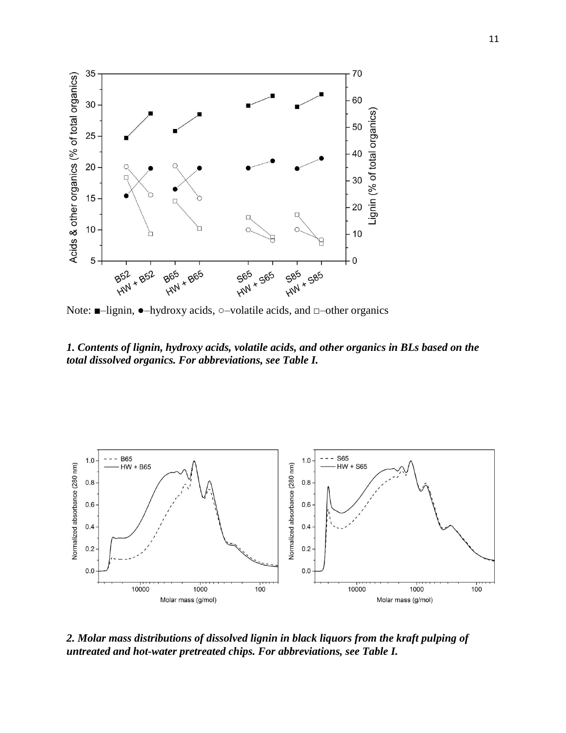Note: ■–lignin, ●–hydroxy acids, ○–volatile acids, and □–other organics

***1. Contents of lignin, hydroxy acids, volatile acids, and other organics in BLs based on the total dissolved organics. For abbreviations, see Table I.***

***2. Molar mass distributions of dissolved lignin in black liquors from the kraft pulping of untreated and hot-water pretreated chips. For abbreviations, see Table I.***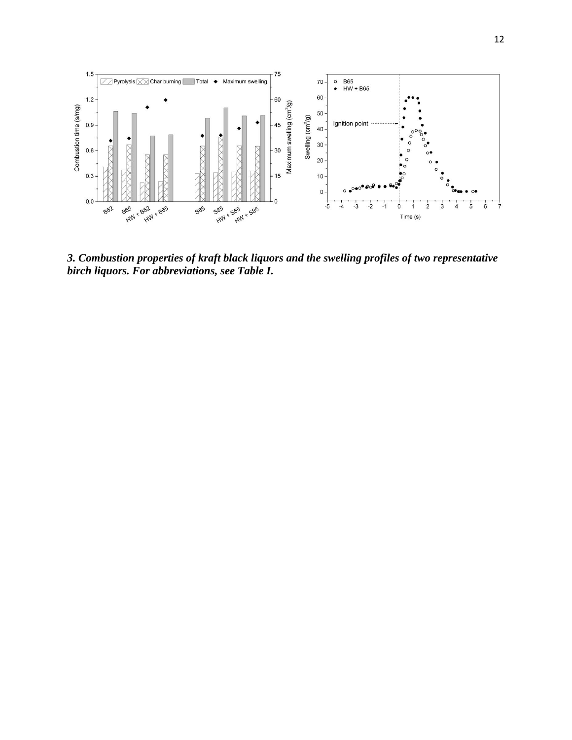1.5
1.2
0.9
0.6
0.3
0.0

Combustion time (s/mg)

Pyrolysis Char burning Total ◆ Maximum swelling

75
60
45
30
15
0

Maximum swelling (cm$^3$/g)

B52 B65 HW + B52 HW + B65 S65 S85 HW + S65 HW + S85

70
60
50
40
30
20
10
0

Swelling (cm$^3$/g)

○ B65
● HW + B65

Ignition point

-5 -4 -3 -2 -1 0 1 2 3 4 5 6 7

Time (s)

***3. Combustion properties of kraft black liquors and the swelling profiles of two representative birch liquors. For abbreviations, see Table I.***